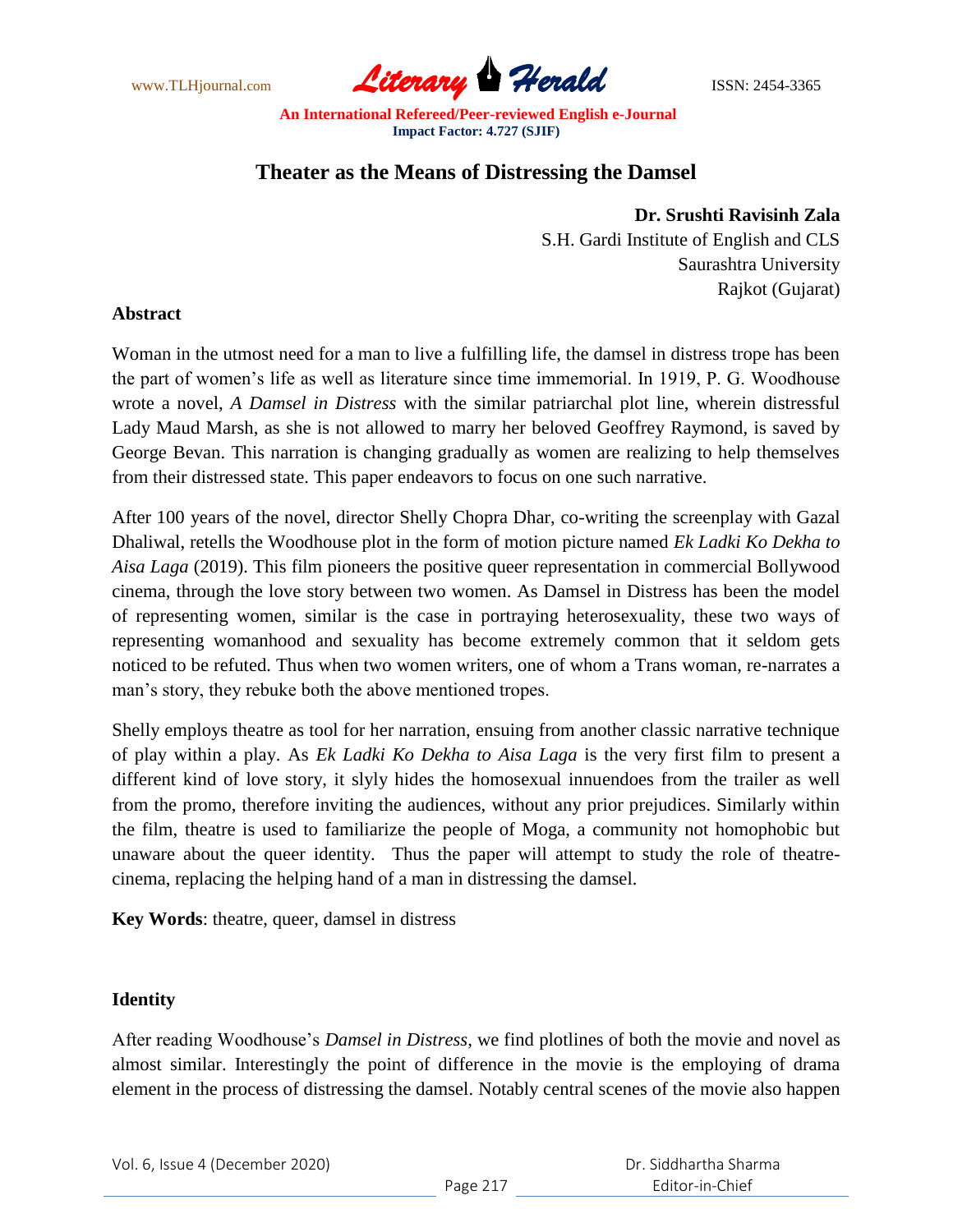# Theater as the Means of Distressing the Damsel

**Dr. Srushti Ravisinh Zala**
S.H. Gardi Institute of English and CLS
Saurashtra University
Rajkot (Gujarat)

**Abstract**

Woman in the utmost need for a man to live a fulfilling life, the damsel in distress trope has been the part of women's life as well as literature since time immemorial. In 1919, P. G. Woodhouse wrote a novel, *A Damsel in Distress* with the similar patriarchal plot line, wherein distressful Lady Maud Marsh, as she is not allowed to marry her beloved Geoffrey Raymond, is saved by George Bevan. This narration is changing gradually as women are realizing to help themselves from their distressed state. This paper endeavors to focus on one such narrative.

After 100 years of the novel, director Shelly Chopra Dhar, co-writing the screenplay with Gazal Dhaliwal, retells the Woodhouse plot in the form of motion picture named *Ek Ladki Ko Dekha to Aisa Laga* (2019). This film pioneers the positive queer representation in commercial Bollywood cinema, through the love story between two women. As Damsel in Distress has been the model of representing women, similar is the case in portraying heterosexuality, these two ways of representing womanhood and sexuality has become extremely common that it seldom gets noticed to be refuted. Thus when two women writers, one of whom a Trans woman, re-narrates a man's story, they rebuke both the above mentioned tropes.

Shelly employs theatre as tool for her narration, ensuing from another classic narrative technique of play within a play. As *Ek Ladki Ko Dekha to Aisa Laga* is the very first film to present a different kind of love story, it slyly hides the homosexual innuendoes from the trailer as well from the promo, therefore inviting the audiences, without any prior prejudices. Similarly within the film, theatre is used to familiarize the people of Moga, a community not homophobic but unaware about the queer identity. Thus the paper will attempt to study the role of theatre-cinema, replacing the helping hand of a man in distressing the damsel.

**Key Words**: theatre, queer, damsel in distress

## Identity

After reading Woodhouse's *Damsel in Distress*, we find plotlines of both the movie and novel as almost similar. Interestingly the point of difference in the movie is the employing of drama element in the process of distressing the damsel. Notably central scenes of the movie also happen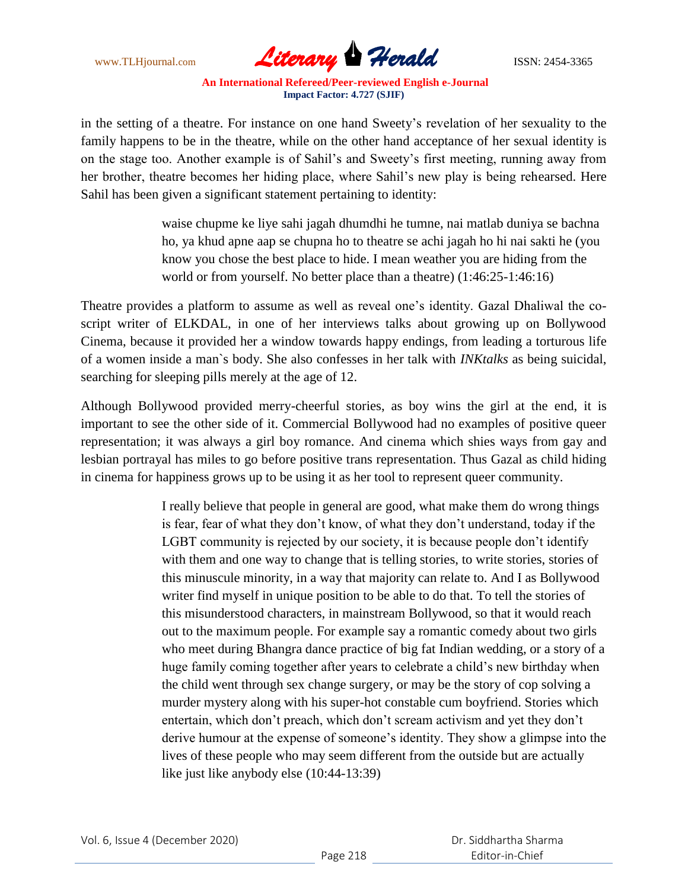in the setting of a theatre. For instance on one hand Sweety's revelation of her sexuality to the family happens to be in the theatre, while on the other hand acceptance of her sexual identity is on the stage too. Another example is of Sahil's and Sweety's first meeting, running away from her brother, theatre becomes her hiding place, where Sahil's new play is being rehearsed. Here Sahil has been given a significant statement pertaining to identity:

> waise chupme ke liye sahi jagah dhumdhi he tumne, nai matlab duniya se bachna ho, ya khud apne aap se chupna ho to theatre se achi jagah ho hi nai sakti he (you know you chose the best place to hide. I mean weather you are hiding from the world or from yourself. No better place than a theatre) (1:46:25-1:46:16)

Theatre provides a platform to assume as well as reveal one's identity. Gazal Dhaliwal the co-script writer of ELKDAL, in one of her interviews talks about growing up on Bollywood Cinema, because it provided her a window towards happy endings, from leading a torturous life of a women inside a man`s body. She also confesses in her talk with *INKtalks* as being suicidal, searching for sleeping pills merely at the age of 12.

Although Bollywood provided merry-cheerful stories, as boy wins the girl at the end, it is important to see the other side of it. Commercial Bollywood had no examples of positive queer representation; it was always a girl boy romance. And cinema which shies ways from gay and lesbian portrayal has miles to go before positive trans representation. Thus Gazal as child hiding in cinema for happiness grows up to be using it as her tool to represent queer community.

> I really believe that people in general are good, what make them do wrong things is fear, fear of what they don't know, of what they don't understand, today if the LGBT community is rejected by our society, it is because people don't identify with them and one way to change that is telling stories, to write stories, stories of this minuscule minority, in a way that majority can relate to. And I as Bollywood writer find myself in unique position to be able to do that. To tell the stories of this misunderstood characters, in mainstream Bollywood, so that it would reach out to the maximum people. For example say a romantic comedy about two girls who meet during Bhangra dance practice of big fat Indian wedding, or a story of a huge family coming together after years to celebrate a child's new birthday when the child went through sex change surgery, or may be the story of cop solving a murder mystery along with his super-hot constable cum boyfriend. Stories which entertain, which don't preach, which don't scream activism and yet they don't derive humour at the expense of someone's identity. They show a glimpse into the lives of these people who may seem different from the outside but are actually like just like anybody else (10:44-13:39)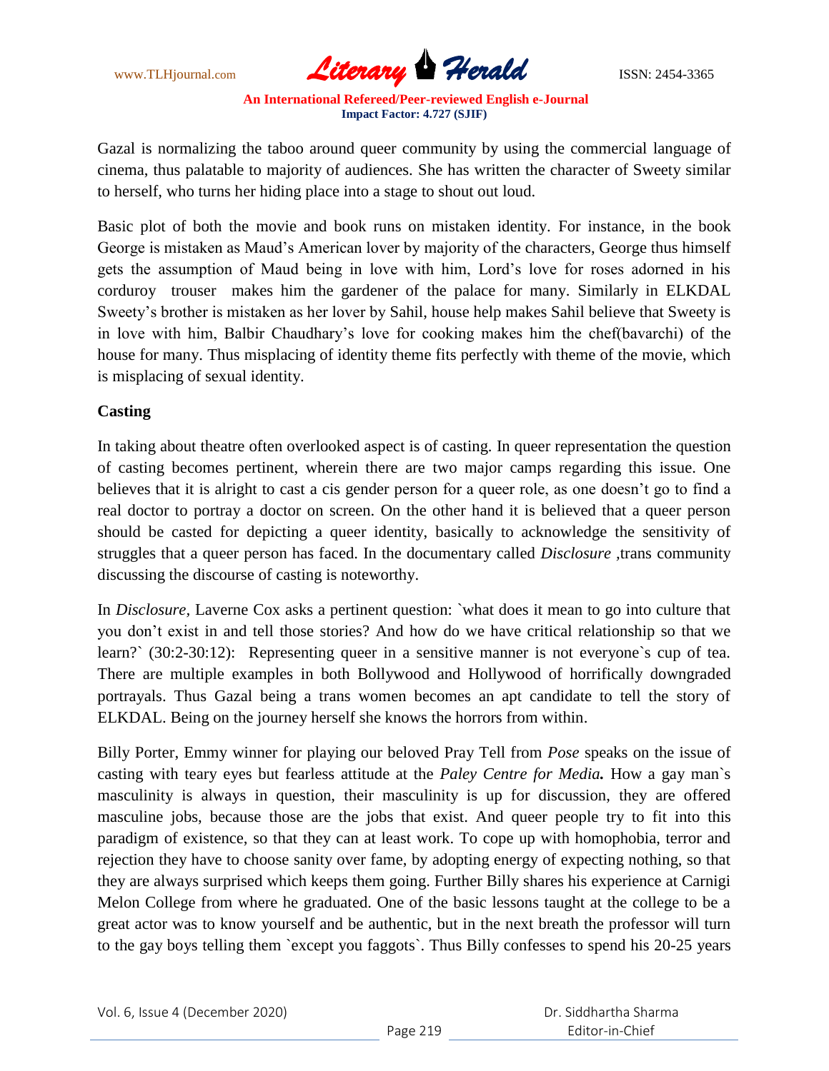Gazal is normalizing the taboo around queer community by using the commercial language of cinema, thus palatable to majority of audiences. She has written the character of Sweety similar to herself, who turns her hiding place into a stage to shout out loud.

Basic plot of both the movie and book runs on mistaken identity. For instance, in the book George is mistaken as Maud's American lover by majority of the characters, George thus himself gets the assumption of Maud being in love with him, Lord's love for roses adorned in his corduroy trouser makes him the gardener of the palace for many. Similarly in ELKDAL Sweety's brother is mistaken as her lover by Sahil, house help makes Sahil believe that Sweety is in love with him, Balbir Chaudhary's love for cooking makes him the chef(bavarchi) of the house for many. Thus misplacing of identity theme fits perfectly with theme of the movie, which is misplacing of sexual identity.

**Casting**

In taking about theatre often overlooked aspect is of casting. In queer representation the question of casting becomes pertinent, wherein there are two major camps regarding this issue. One believes that it is alright to cast a cis gender person for a queer role, as one doesn't go to find a real doctor to portray a doctor on screen. On the other hand it is believed that a queer person should be casted for depicting a queer identity, basically to acknowledge the sensitivity of struggles that a queer person has faced. In the documentary called *Disclosure* ,trans community discussing the discourse of casting is noteworthy.

In *Disclosure*, Laverne Cox asks a pertinent question: `what does it mean to go into culture that you don't exist in and tell those stories? And how do we have critical relationship so that we learn?` (30:2-30:12): Representing queer in a sensitive manner is not everyone`s cup of tea. There are multiple examples in both Bollywood and Hollywood of horrifically downgraded portrayals. Thus Gazal being a trans women becomes an apt candidate to tell the story of ELKDAL. Being on the journey herself she knows the horrors from within.

Billy Porter, Emmy winner for playing our beloved Pray Tell from *Pose* speaks on the issue of casting with teary eyes but fearless attitude at the ***Paley Centre for Media.*** How a gay man`s masculinity is always in question, their masculinity is up for discussion, they are offered masculine jobs, because those are the jobs that exist. And queer people try to fit into this paradigm of existence, so that they can at least work. To cope up with homophobia, terror and rejection they have to choose sanity over fame, by adopting energy of expecting nothing, so that they are always surprised which keeps them going. Further Billy shares his experience at Carnigi Melon College from where he graduated. One of the basic lessons taught at the college to be a great actor was to know yourself and be authentic, but in the next breath the professor will turn to the gay boys telling them `except you faggots`. Thus Billy confesses to spend his 20-25 years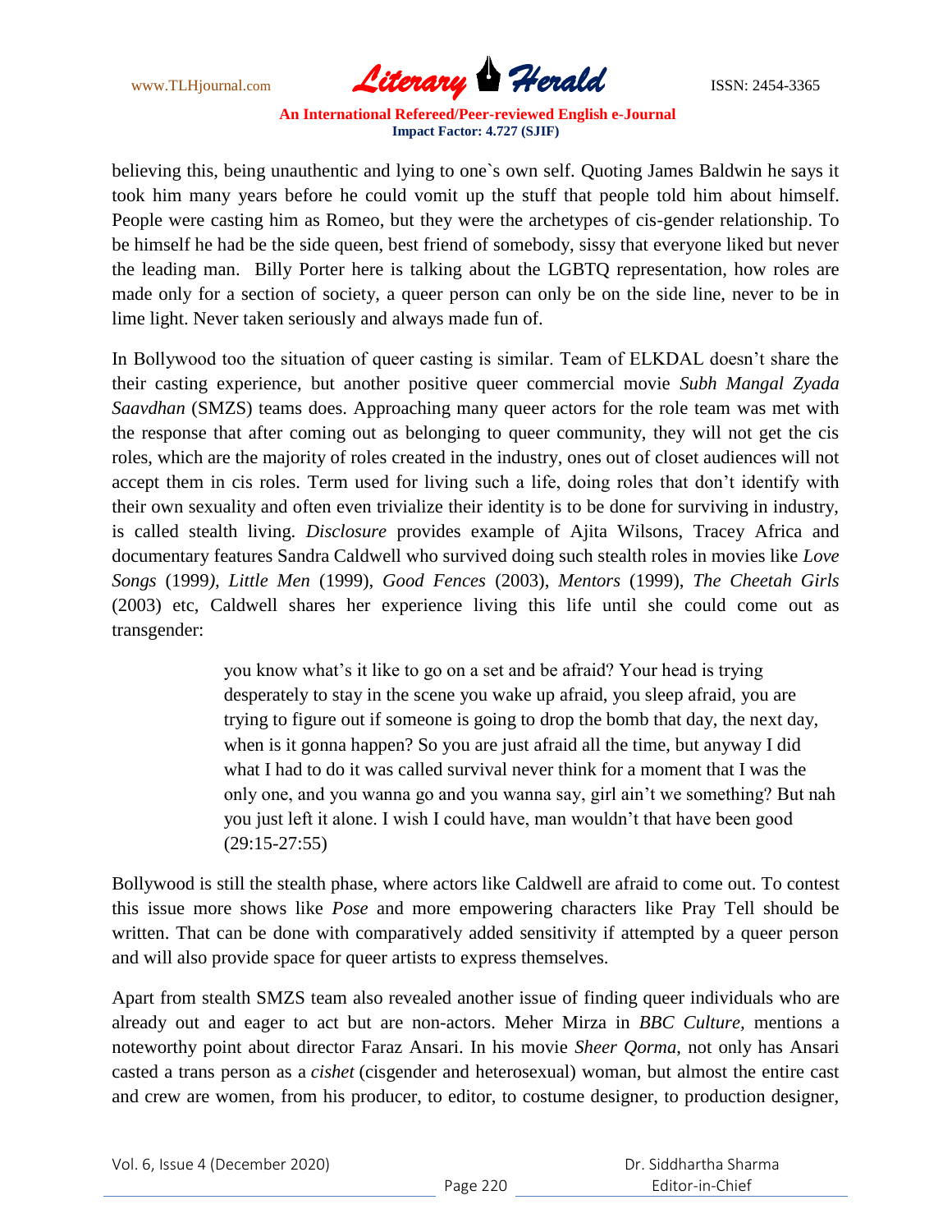believing this, being unauthentic and lying to one`s own self. Quoting James Baldwin he says it took him many years before he could vomit up the stuff that people told him about himself. People were casting him as Romeo, but they were the archetypes of cis-gender relationship. To be himself he had be the side queen, best friend of somebody, sissy that everyone liked but never the leading man. Billy Porter here is talking about the LGBTQ representation, how roles are made only for a section of society, a queer person can only be on the side line, never to be in lime light. Never taken seriously and always made fun of.

In Bollywood too the situation of queer casting is similar. Team of ELKDAL doesn't share the their casting experience, but another positive queer commercial movie *Subh Mangal Zyada Saavdhan* (SMZS) teams does. Approaching many queer actors for the role team was met with the response that after coming out as belonging to queer community, they will not get the cis roles, which are the majority of roles created in the industry, ones out of closet audiences will not accept them in cis roles. Term used for living such a life, doing roles that don't identify with their own sexuality and often even trivialize their identity is to be done for surviving in industry, is called stealth living. *Disclosure* provides example of Ajita Wilsons, Tracey Africa and documentary features Sandra Caldwell who survived doing such stealth roles in movies like *Love Songs* (1999), *Little Men* (1999), *Good Fences* (2003), *Mentors* (1999), *The Cheetah Girls* (2003) etc, Caldwell shares her experience living this life until she could come out as transgender:

> you know what's it like to go on a set and be afraid? Your head is trying desperately to stay in the scene you wake up afraid, you sleep afraid, you are trying to figure out if someone is going to drop the bomb that day, the next day, when is it gonna happen? So you are just afraid all the time, but anyway I did what I had to do it was called survival never think for a moment that I was the only one, and you wanna go and you wanna say, girl ain't we something? But nah you just left it alone. I wish I could have, man wouldn't that have been good (29:15-27:55)

Bollywood is still the stealth phase, where actors like Caldwell are afraid to come out. To contest this issue more shows like *Pose* and more empowering characters like Pray Tell should be written. That can be done with comparatively added sensitivity if attempted by a queer person and will also provide space for queer artists to express themselves.

Apart from stealth SMZS team also revealed another issue of finding queer individuals who are already out and eager to act but are non-actors. Meher Mirza in *BBC Culture*, mentions a noteworthy point about director Faraz Ansari. In his movie *Sheer Qorma*, not only has Ansari casted a trans person as a *cishet* (cisgender and heterosexual) woman, but almost the entire cast and crew are women, from his producer, to editor, to costume designer, to production designer,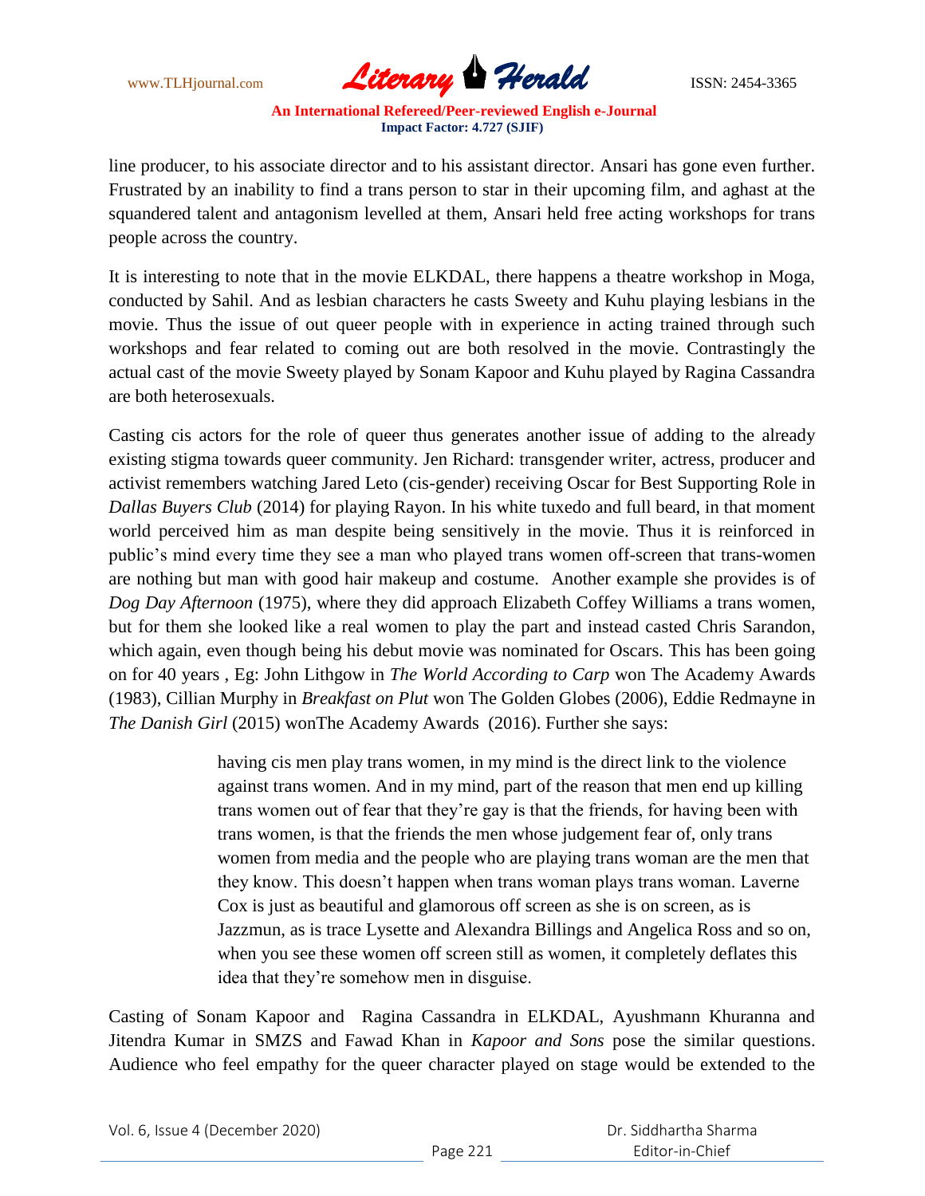line producer, to his associate director and to his assistant director. Ansari has gone even further. Frustrated by an inability to find a trans person to star in their upcoming film, and aghast at the squandered talent and antagonism levelled at them, Ansari held free acting workshops for trans people across the country.

It is interesting to note that in the movie ELKDAL, there happens a theatre workshop in Moga, conducted by Sahil. And as lesbian characters he casts Sweety and Kuhu playing lesbians in the movie. Thus the issue of out queer people with in experience in acting trained through such workshops and fear related to coming out are both resolved in the movie. Contrastingly the actual cast of the movie Sweety played by Sonam Kapoor and Kuhu played by Ragina Cassandra are both heterosexuals.

Casting cis actors for the role of queer thus generates another issue of adding to the already existing stigma towards queer community. Jen Richard: transgender writer, actress, producer and activist remembers watching Jared Leto (cis-gender) receiving Oscar for Best Supporting Role in *Dallas Buyers Club* (2014) for playing Rayon. In his white tuxedo and full beard, in that moment world perceived him as man despite being sensitively in the movie. Thus it is reinforced in public's mind every time they see a man who played trans women off-screen that trans-women are nothing but man with good hair makeup and costume. Another example she provides is of *Dog Day Afternoon* (1975), where they did approach Elizabeth Coffey Williams a trans women, but for them she looked like a real women to play the part and instead casted Chris Sarandon, which again, even though being his debut movie was nominated for Oscars. This has been going on for 40 years , Eg: John Lithgow in *The World According to Carp* won The Academy Awards (1983), Cillian Murphy in *Breakfast on Plut* won The Golden Globes (2006), Eddie Redmayne in *The Danish Girl* (2015) wonThe Academy Awards (2016). Further she says:

> having cis men play trans women, in my mind is the direct link to the violence against trans women. And in my mind, part of the reason that men end up killing trans women out of fear that they're gay is that the friends, for having been with trans women, is that the friends the men whose judgement fear of, only trans women from media and the people who are playing trans woman are the men that they know. This doesn't happen when trans woman plays trans woman. Laverne Cox is just as beautiful and glamorous off screen as she is on screen, as is Jazzmun, as is trace Lysette and Alexandra Billings and Angelica Ross and so on, when you see these women off screen still as women, it completely deflates this idea that they're somehow men in disguise.

Casting of Sonam Kapoor and Ragina Cassandra in ELKDAL, Ayushmann Khuranna and Jitendra Kumar in SMZS and Fawad Khan in *Kapoor and Sons* pose the similar questions. Audience who feel empathy for the queer character played on stage would be extended to the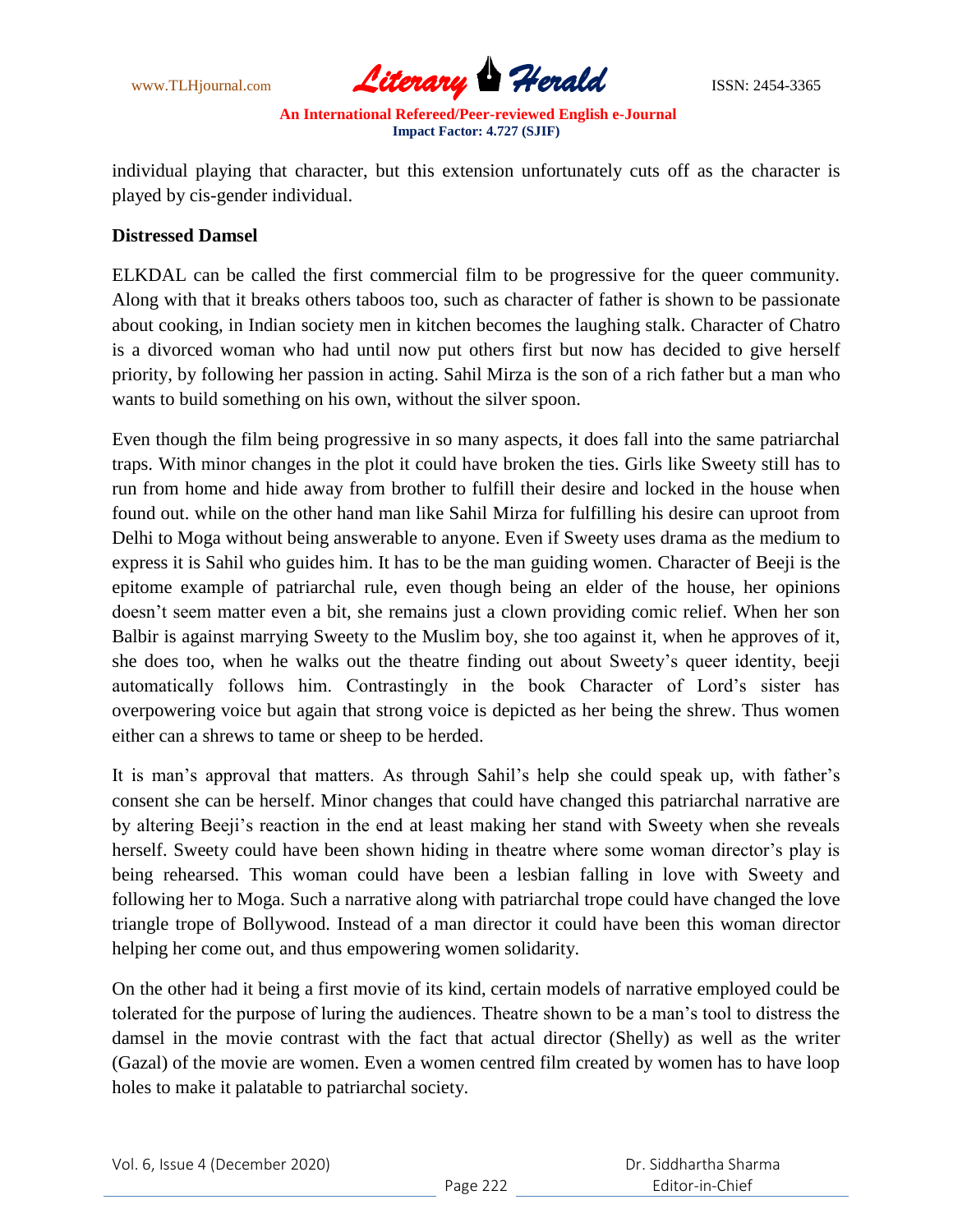individual playing that character, but this extension unfortunately cuts off as the character is played by cis-gender individual.

**Distressed Damsel**

ELKDAL can be called the first commercial film to be progressive for the queer community. Along with that it breaks others taboos too, such as character of father is shown to be passionate about cooking, in Indian society men in kitchen becomes the laughing stalk. Character of Chatro is a divorced woman who had until now put others first but now has decided to give herself priority, by following her passion in acting. Sahil Mirza is the son of a rich father but a man who wants to build something on his own, without the silver spoon.

Even though the film being progressive in so many aspects, it does fall into the same patriarchal traps. With minor changes in the plot it could have broken the ties. Girls like Sweety still has to run from home and hide away from brother to fulfill their desire and locked in the house when found out. while on the other hand man like Sahil Mirza for fulfilling his desire can uproot from Delhi to Moga without being answerable to anyone. Even if Sweety uses drama as the medium to express it is Sahil who guides him. It has to be the man guiding women. Character of Beeji is the epitome example of patriarchal rule, even though being an elder of the house, her opinions doesn't seem matter even a bit, she remains just a clown providing comic relief. When her son Balbir is against marrying Sweety to the Muslim boy, she too against it, when he approves of it, she does too, when he walks out the theatre finding out about Sweety's queer identity, beeji automatically follows him. Contrastingly in the book Character of Lord's sister has overpowering voice but again that strong voice is depicted as her being the shrew. Thus women either can a shrews to tame or sheep to be herded.

It is man's approval that matters. As through Sahil's help she could speak up, with father's consent she can be herself. Minor changes that could have changed this patriarchal narrative are by altering Beeji's reaction in the end at least making her stand with Sweety when she reveals herself. Sweety could have been shown hiding in theatre where some woman director's play is being rehearsed. This woman could have been a lesbian falling in love with Sweety and following her to Moga. Such a narrative along with patriarchal trope could have changed the love triangle trope of Bollywood. Instead of a man director it could have been this woman director helping her come out, and thus empowering women solidarity.

On the other had it being a first movie of its kind, certain models of narrative employed could be tolerated for the purpose of luring the audiences. Theatre shown to be a man's tool to distress the damsel in the movie contrast with the fact that actual director (Shelly) as well as the writer (Gazal) of the movie are women. Even a women centred film created by women has to have loop holes to make it palatable to patriarchal society.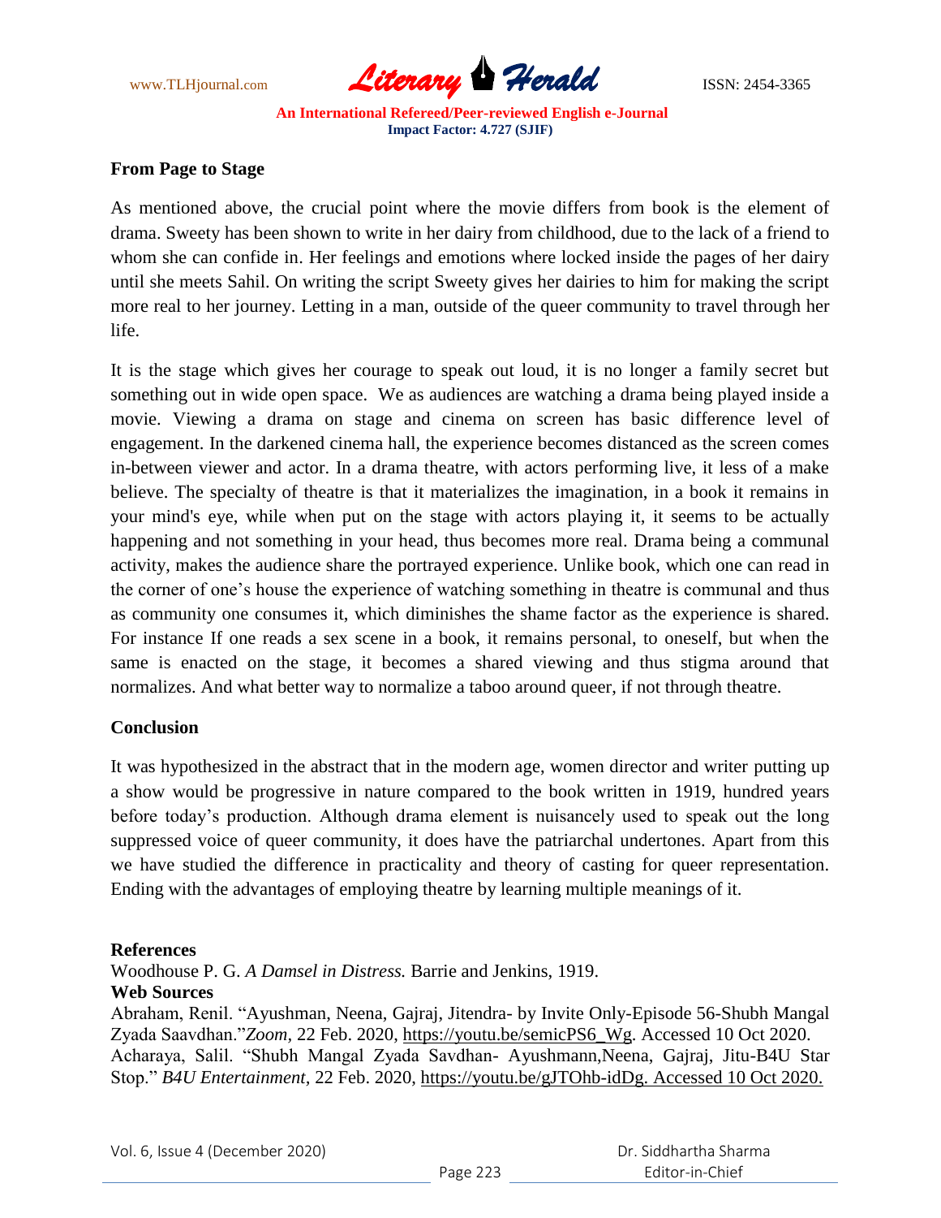**From Page to Stage**

As mentioned above, the crucial point where the movie differs from book is the element of drama. Sweety has been shown to write in her dairy from childhood, due to the lack of a friend to whom she can confide in. Her feelings and emotions where locked inside the pages of her dairy until she meets Sahil. On writing the script Sweety gives her dairies to him for making the script more real to her journey. Letting in a man, outside of the queer community to travel through her life.

It is the stage which gives her courage to speak out loud, it is no longer a family secret but something out in wide open space. We as audiences are watching a drama being played inside a movie. Viewing a drama on stage and cinema on screen has basic difference level of engagement. In the darkened cinema hall, the experience becomes distanced as the screen comes in-between viewer and actor. In a drama theatre, with actors performing live, it less of a make believe. The specialty of theatre is that it materializes the imagination, in a book it remains in your mind's eye, while when put on the stage with actors playing it, it seems to be actually happening and not something in your head, thus becomes more real. Drama being a communal activity, makes the audience share the portrayed experience. Unlike book, which one can read in the corner of one's house the experience of watching something in theatre is communal and thus as community one consumes it, which diminishes the shame factor as the experience is shared. For instance If one reads a sex scene in a book, it remains personal, to oneself, but when the same is enacted on the stage, it becomes a shared viewing and thus stigma around that normalizes. And what better way to normalize a taboo around queer, if not through theatre.

**Conclusion**

It was hypothesized in the abstract that in the modern age, women director and writer putting up a show would be progressive in nature compared to the book written in 1919, hundred years before today's production. Although drama element is nuisancely used to speak out the long suppressed voice of queer community, it does have the patriarchal undertones. Apart from this we have studied the difference in practicality and theory of casting for queer representation. Ending with the advantages of employing theatre by learning multiple meanings of it.

**References**

Woodhouse P. G. *A Damsel in Distress.* Barrie and Jenkins, 1919.

**Web Sources**

Abraham, Renil. "Ayushman, Neena, Gajraj, Jitendra- by Invite Only-Episode 56-Shubh Mangal Zyada Saavdhan."*Zoom,* 22 Feb. 2020, https://youtu.be/semicPS6_Wg. Accessed 10 Oct 2020.

Acharaya, Salil. "Shubh Mangal Zyada Savdhan- Ayushmann,Neena, Gajraj, Jitu-B4U Star Stop." *B4U Entertainment,* 22 Feb. 2020, https://youtu.be/gJTOhb-idDg. Accessed 10 Oct 2020.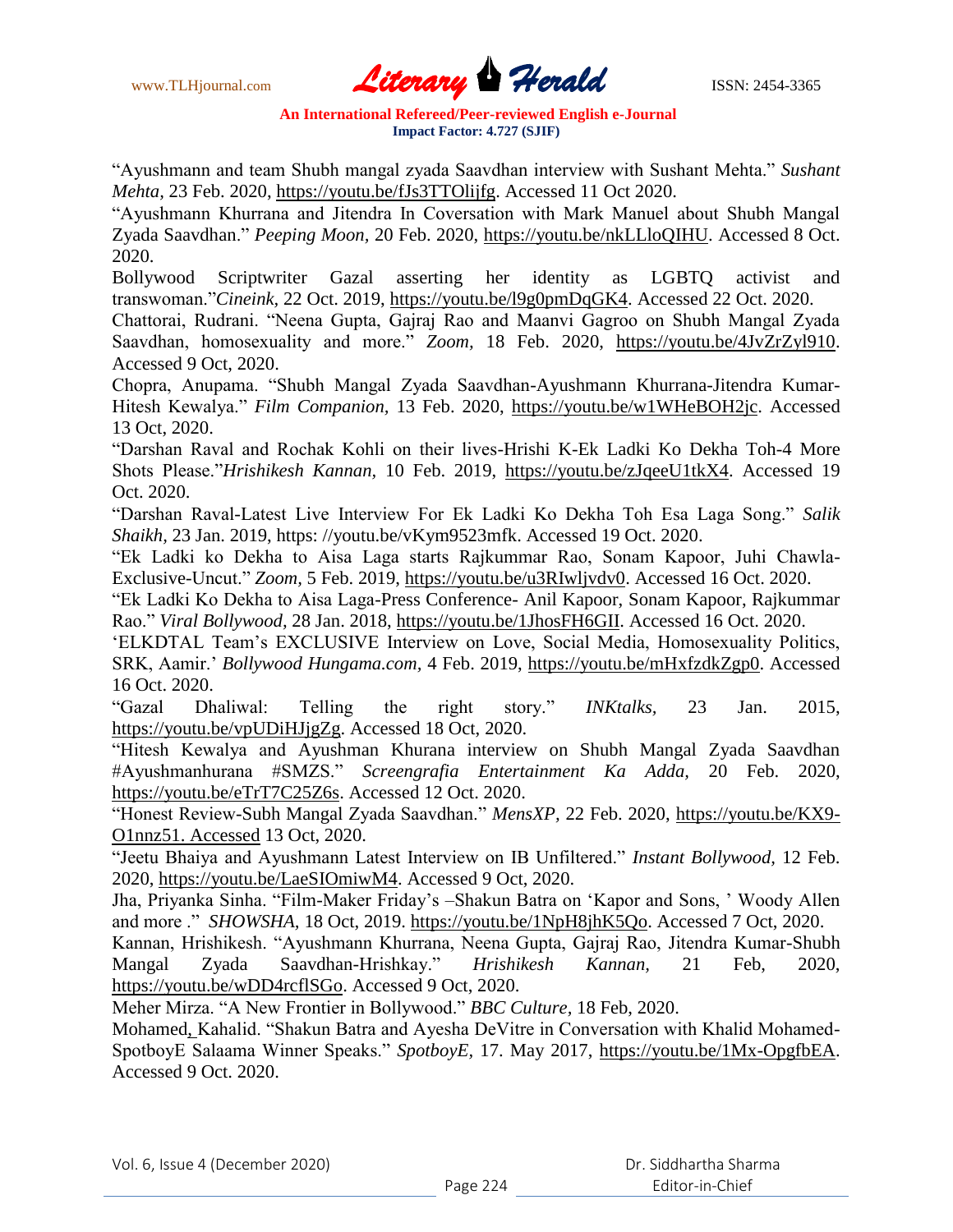"Ayushmann and team Shubh mangal zyada Saavdhan interview with Sushant Mehta." *Sushant Mehta*, 23 Feb. 2020, https://youtu.be/fJs3TTOlijfg. Accessed 11 Oct 2020.

"Ayushmann Khurrana and Jitendra In Coversation with Mark Manuel about Shubh Mangal Zyada Saavdhan." *Peeping Moon*, 20 Feb. 2020, https://youtu.be/nkLLloQIHU. Accessed 8 Oct. 2020.

Bollywood Scriptwriter Gazal asserting her identity as LGBTQ activist and transwoman."*Cineink,* 22 Oct. 2019, https://youtu.be/l9g0pmDqGK4. Accessed 22 Oct. 2020.

Chattorai, Rudrani. "Neena Gupta, Gajraj Rao and Maanvi Gagroo on Shubh Mangal Zyada Saavdhan, homosexuality and more." *Zoom,* 18 Feb. 2020, https://youtu.be/4JvZrZyl910. Accessed 9 Oct, 2020.

Chopra, Anupama. "Shubh Mangal Zyada Saavdhan-Ayushmann Khurrana-Jitendra Kumar-Hitesh Kewalya." *Film Companion,* 13 Feb. 2020, https://youtu.be/w1WHeBOH2jc. Accessed 13 Oct, 2020.

"Darshan Raval and Rochak Kohli on their lives-Hrishi K-Ek Ladki Ko Dekha Toh-4 More Shots Please."*Hrishikesh Kannan,* 10 Feb. 2019, https://youtu.be/zJqeeU1tkX4. Accessed 19 Oct. 2020.

"Darshan Raval-Latest Live Interview For Ek Ladki Ko Dekha Toh Esa Laga Song." *Salik Shaikh,* 23 Jan. 2019, https: //youtu.be/vKym9523mfk. Accessed 19 Oct. 2020.

"Ek Ladki ko Dekha to Aisa Laga starts Rajkummar Rao, Sonam Kapoor, Juhi Chawla-Exclusive-Uncut." *Zoom,* 5 Feb. 2019, https://youtu.be/u3RIwljvdv0. Accessed 16 Oct. 2020.

"Ek Ladki Ko Dekha to Aisa Laga-Press Conference- Anil Kapoor, Sonam Kapoor, Rajkummar Rao." *Viral Bollywood,* 28 Jan. 2018, https://youtu.be/1JhosFH6GII. Accessed 16 Oct. 2020.

'ELKDTAL Team's EXCLUSIVE Interview on Love, Social Media, Homosexuality Politics, SRK, Aamir.' *Bollywood Hungama.com,* 4 Feb. 2019, https://youtu.be/mHxfzdkZgp0. Accessed 16 Oct. 2020.

"Gazal Dhaliwal: Telling the right story." *INKtalks,* 23 Jan. 2015, https://youtu.be/vpUDiHJjgZg. Accessed 18 Oct, 2020.

"Hitesh Kewalya and Ayushman Khurana interview on Shubh Mangal Zyada Saavdhan #Ayushmanhurana #SMZS." *Screengrafia Entertainment Ka Adda,* 20 Feb. 2020, https://youtu.be/eTrT7C25Z6s. Accessed 12 Oct. 2020.

"Honest Review-Subh Mangal Zyada Saavdhan." *MensXP,* 22 Feb. 2020, https://youtu.be/KX9-O1nnz51. Accessed 13 Oct, 2020.

"Jeetu Bhaiya and Ayushmann Latest Interview on IB Unfiltered." *Instant Bollywood,* 12 Feb. 2020, https://youtu.be/LaeSIOmiwM4. Accessed 9 Oct, 2020.

Jha, Priyanka Sinha. "Film-Maker Friday's –Shakun Batra on 'Kapor and Sons, ' Woody Allen and more ." *SHOWSHA,* 18 Oct, 2019. https://youtu.be/1NpH8jhK5Qo. Accessed 7 Oct, 2020.

Kannan, Hrishikesh. "Ayushmann Khurrana, Neena Gupta, Gajraj Rao, Jitendra Kumar-Shubh Mangal Zyada Saavdhan-Hrishkay." *Hrishikesh Kannan,* 21 Feb, 2020, https://youtu.be/wDD4rcflSGo. Accessed 9 Oct, 2020.

Meher Mirza. "A New Frontier in Bollywood." *BBC Culture,* 18 Feb, 2020.

Mohamed, Kahalid. "Shakun Batra and Ayesha DeVitre in Conversation with Khalid Mohamed-SpotboyE Salaama Winner Speaks." *SpotboyE,* 17. May 2017, https://youtu.be/1Mx-OpgfbEA. Accessed 9 Oct. 2020.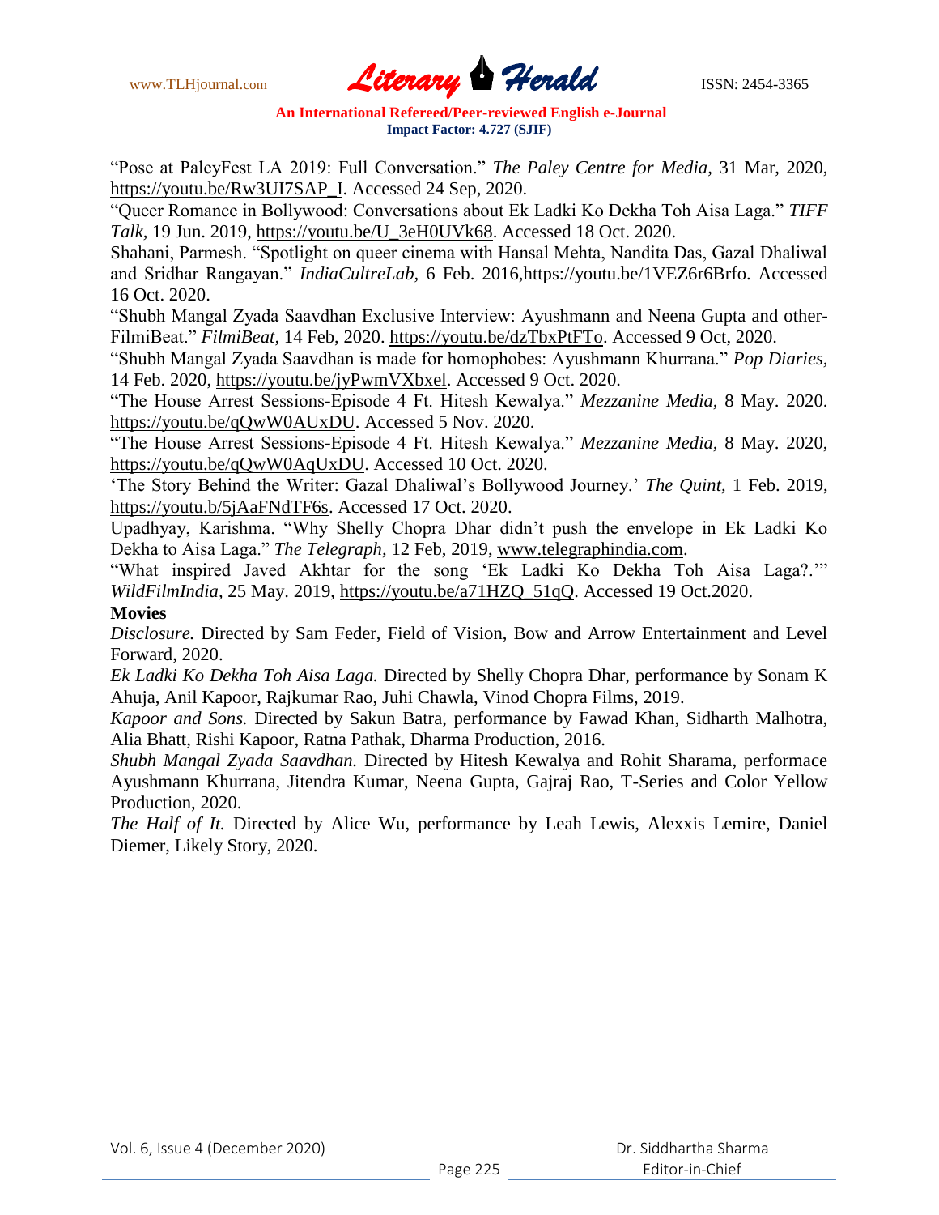"Pose at PaleyFest LA 2019: Full Conversation." *The Paley Centre for Media*, 31 Mar, 2020, https://youtu.be/Rw3UI7SAP_I. Accessed 24 Sep, 2020.

"Queer Romance in Bollywood: Conversations about Ek Ladki Ko Dekha Toh Aisa Laga." *TIFF Talk*, 19 Jun. 2019, https://youtu.be/U_3eH0UVk68. Accessed 18 Oct. 2020.

Shahani, Parmesh. "Spotlight on queer cinema with Hansal Mehta, Nandita Das, Gazal Dhaliwal and Sridhar Rangayan." *IndiaCultreLab*, 6 Feb. 2016,https://youtu.be/1VEZ6r6Brfo. Accessed 16 Oct. 2020.

"Shubh Mangal Zyada Saavdhan Exclusive Interview: Ayushmann and Neena Gupta and other-FilmiBeat." *FilmiBeat*, 14 Feb, 2020. https://youtu.be/dzTbxPtFTo. Accessed 9 Oct, 2020.

"Shubh Mangal Zyada Saavdhan is made for homophobes: Ayushmann Khurrana." *Pop Diaries*, 14 Feb. 2020, https://youtu.be/jyPwmVXbxel. Accessed 9 Oct. 2020.

"The House Arrest Sessions-Episode 4 Ft. Hitesh Kewalya." *Mezzanine Media*, 8 May. 2020. https://youtu.be/qQwW0AUxDU. Accessed 5 Nov. 2020.

"The House Arrest Sessions-Episode 4 Ft. Hitesh Kewalya." *Mezzanine Media*, 8 May. 2020, https://youtu.be/qQwW0AqUxDU. Accessed 10 Oct. 2020.

'The Story Behind the Writer: Gazal Dhaliwal's Bollywood Journey.' *The Quint*, 1 Feb. 2019, https://youtu.b/5jAaFNdTF6s. Accessed 17 Oct. 2020.

Upadhyay, Karishma. "Why Shelly Chopra Dhar didn't push the envelope in Ek Ladki Ko Dekha to Aisa Laga." *The Telegraph*, 12 Feb, 2019, www.telegraphindia.com.

"What inspired Javed Akhtar for the song 'Ek Ladki Ko Dekha Toh Aisa Laga?.'" *WildFilmIndia*, 25 May. 2019, https://youtu.be/a71HZQ_51qQ. Accessed 19 Oct.2020.

**Movies**

*Disclosure.* Directed by Sam Feder, Field of Vision, Bow and Arrow Entertainment and Level Forward, 2020.

*Ek Ladki Ko Dekha Toh Aisa Laga.* Directed by Shelly Chopra Dhar, performance by Sonam K Ahuja, Anil Kapoor, Rajkumar Rao, Juhi Chawla, Vinod Chopra Films, 2019.

*Kapoor and Sons.* Directed by Sakun Batra, performance by Fawad Khan, Sidharth Malhotra, Alia Bhatt, Rishi Kapoor, Ratna Pathak, Dharma Production, 2016.

*Shubh Mangal Zyada Saavdhan.* Directed by Hitesh Kewalya and Rohit Sharama, performace Ayushmann Khurrana, Jitendra Kumar, Neena Gupta, Gajraj Rao, T-Series and Color Yellow Production, 2020.

*The Half of It.* Directed by Alice Wu, performance by Leah Lewis, Alexxis Lemire, Daniel Diemer, Likely Story, 2020.